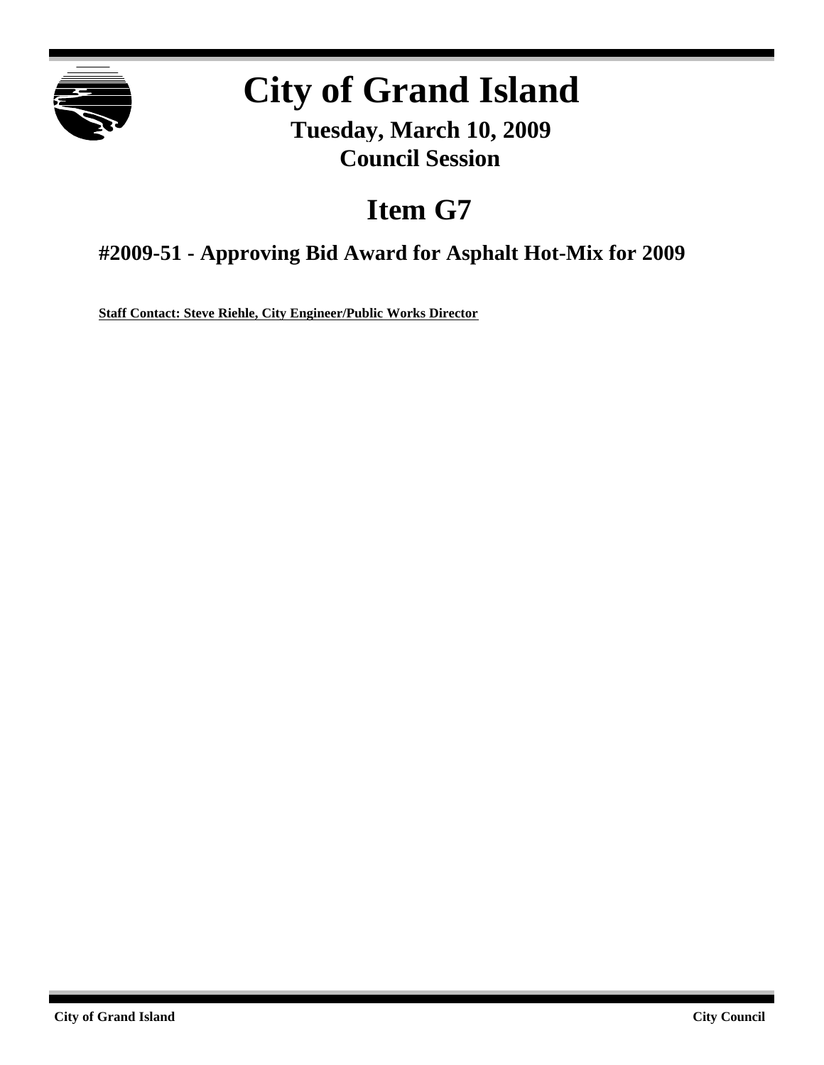# City of Grand Island

**Tuesday, March 10, 2009**
**Council Session**

## Item G7

### #2009-51 - Approving Bid Award for Asphalt Hot-Mix for 2009

**Staff Contact: Steve Riehle, City Engineer/Public Works Director**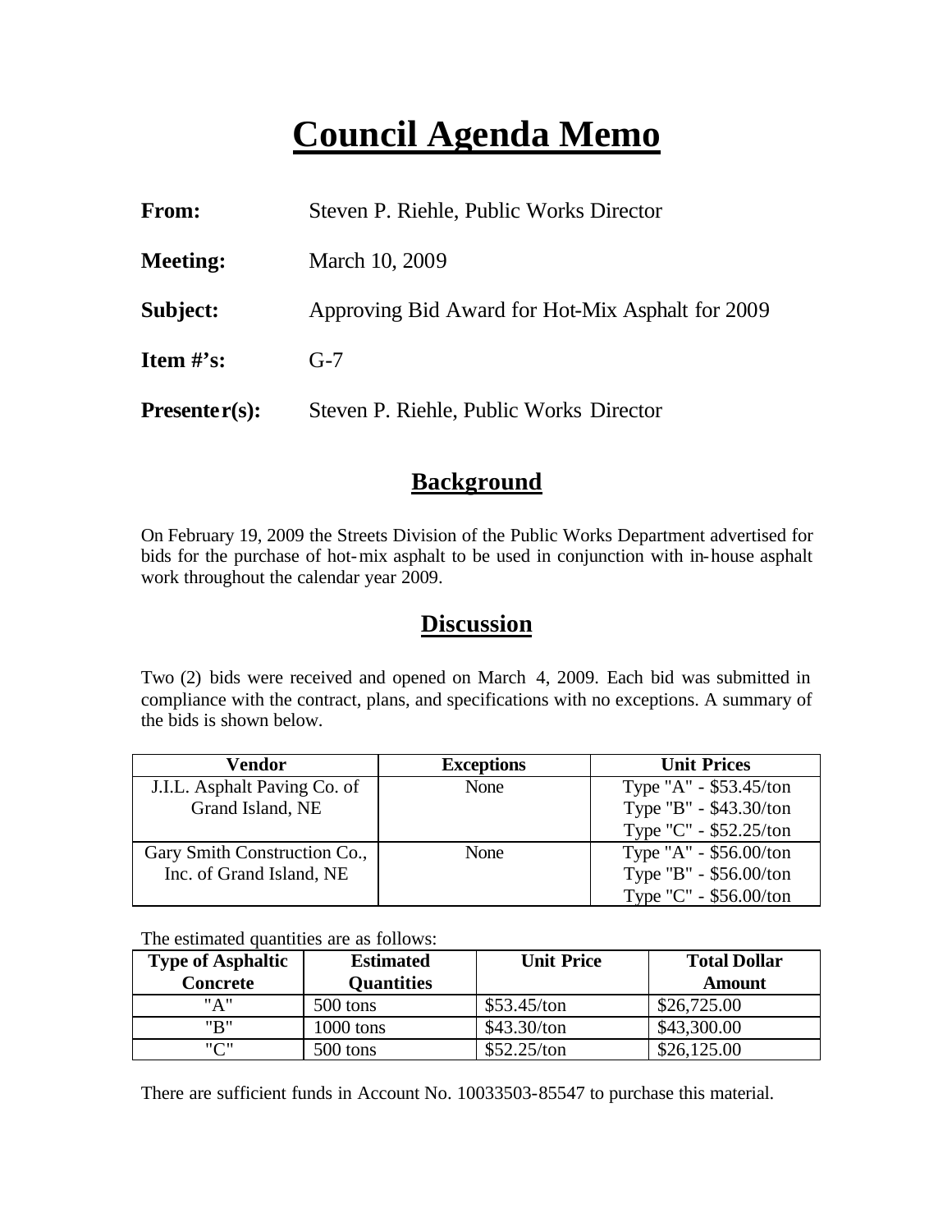# Council Agenda Memo

**From:** Steven P. Riehle, Public Works Director

**Meeting:** March 10, 2009

**Subject:** Approving Bid Award for Hot-Mix Asphalt for 2009

**Item #'s:** G-7

**Presenter(s):** Steven P. Riehle, Public Works Director

## Background

On February 19, 2009 the Streets Division of the Public Works Department advertised for bids for the purchase of hot-mix asphalt to be used in conjunction with in-house asphalt work throughout the calendar year 2009.

## Discussion

Two (2) bids were received and opened on March 4, 2009. Each bid was submitted in compliance with the contract, plans, and specifications with no exceptions. A summary of the bids is shown below.

| Vendor | Exceptions | Unit Prices |
|---|---|---|
| J.I.L. Asphalt Paving Co. of Grand Island, NE | None | Type "A" - $53.45/ton<br>Type "B" - $43.30/ton<br>Type "C" - $52.25/ton |
| Gary Smith Construction Co., Inc. of Grand Island, NE | None | Type "A" - $56.00/ton<br>Type "B" - $56.00/ton<br>Type "C" - $56.00/ton |

The estimated quantities are as follows:

| Type of Asphaltic Concrete | Estimated Quantities | Unit Price | Total Dollar Amount |
|---|---|---|---|
| "A" | 500 tons | $53.45/ton | $26,725.00 |
| "B" | 1000 tons | $43.30/ton | $43,300.00 |
| "C" | 500 tons | $52.25/ton | $26,125.00 |

There are sufficient funds in Account No. 10033503-85547 to purchase this material.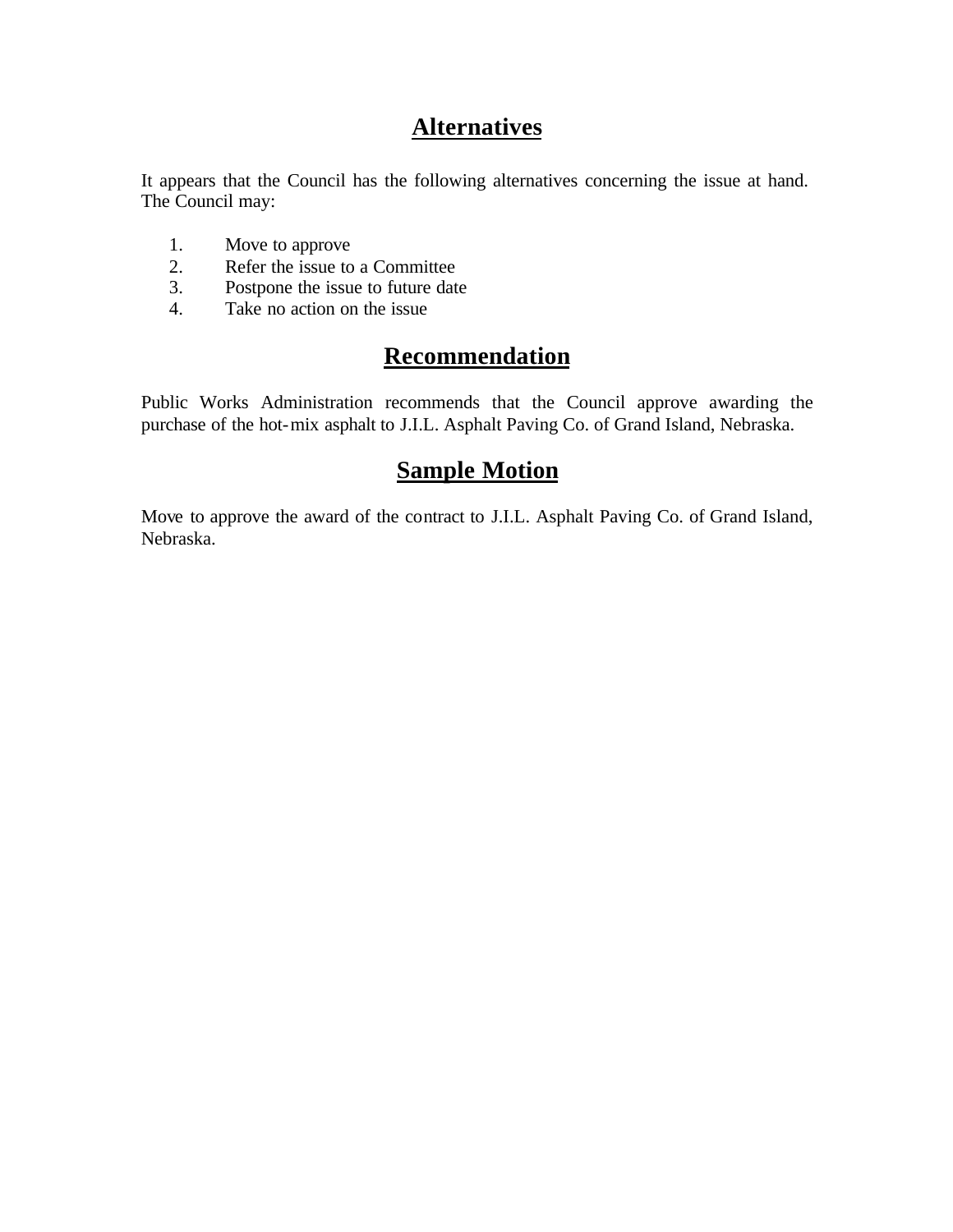## Alternatives

It appears that the Council has the following alternatives concerning the issue at hand. The Council may:

1. Move to approve
2. Refer the issue to a Committee
3. Postpone the issue to future date
4. Take no action on the issue

## Recommendation

Public Works Administration recommends that the Council approve awarding the purchase of the hot-mix asphalt to J.I.L. Asphalt Paving Co. of Grand Island, Nebraska.

## Sample Motion

Move to approve the award of the contract to J.I.L. Asphalt Paving Co. of Grand Island, Nebraska.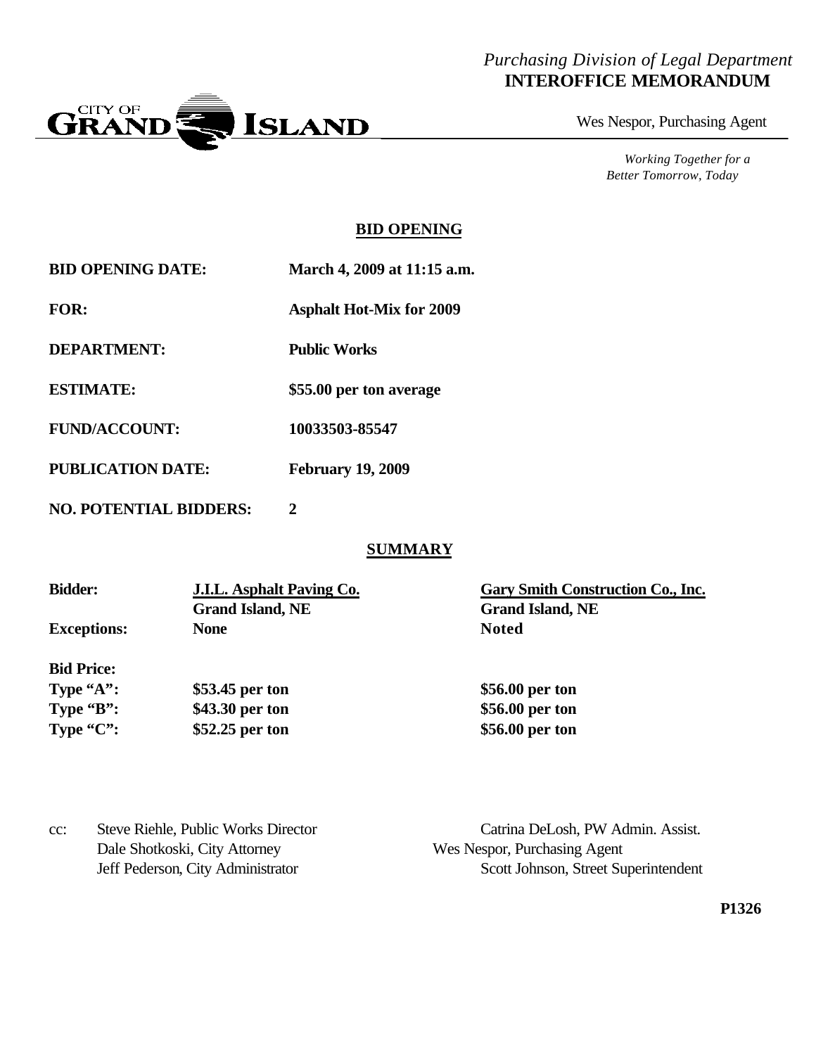*Purchasing Division of Legal Department*
**INTEROFFICE MEMORANDUM**

CITY OF GRAND ISLAND

Wes Nespor, Purchasing Agent

*Working Together for a Better Tomorrow, Today*

## BID OPENING

**BID OPENING DATE:** **March 4, 2009 at 11:15 a.m.**

**FOR:** **Asphalt Hot-Mix for 2009**

**DEPARTMENT:** **Public Works**

**ESTIMATE:** **$55.00 per ton average**

**FUND/ACCOUNT:** **10033503-85547**

**PUBLICATION DATE:** **February 19, 2009**

**NO. POTENTIAL BIDDERS:** **2**

## SUMMARY

| **Bidder:** | **J.I.L. Asphalt Paving Co.**<br>**Grand Island, NE** | **Gary Smith Construction Co., Inc.**<br>**Grand Island, NE** |
|---|---|---|
| **Exceptions:** | **None** | **Noted** |
| **Bid Price:** | | |
| **Type "A":** | **$53.45 per ton** | **$56.00 per ton** |
| **Type "B":** | **$43.30 per ton** | **$56.00 per ton** |
| **Type "C":** | **$52.25 per ton** | **$56.00 per ton** |

cc: Steve Riehle, Public Works Director
Catrina DeLosh, PW Admin. Assist.
Dale Shotkoski, City Attorney
Wes Nespor, Purchasing Agent
Jeff Pederson, City Administrator
Scott Johnson, Street Superintendent

**P1326**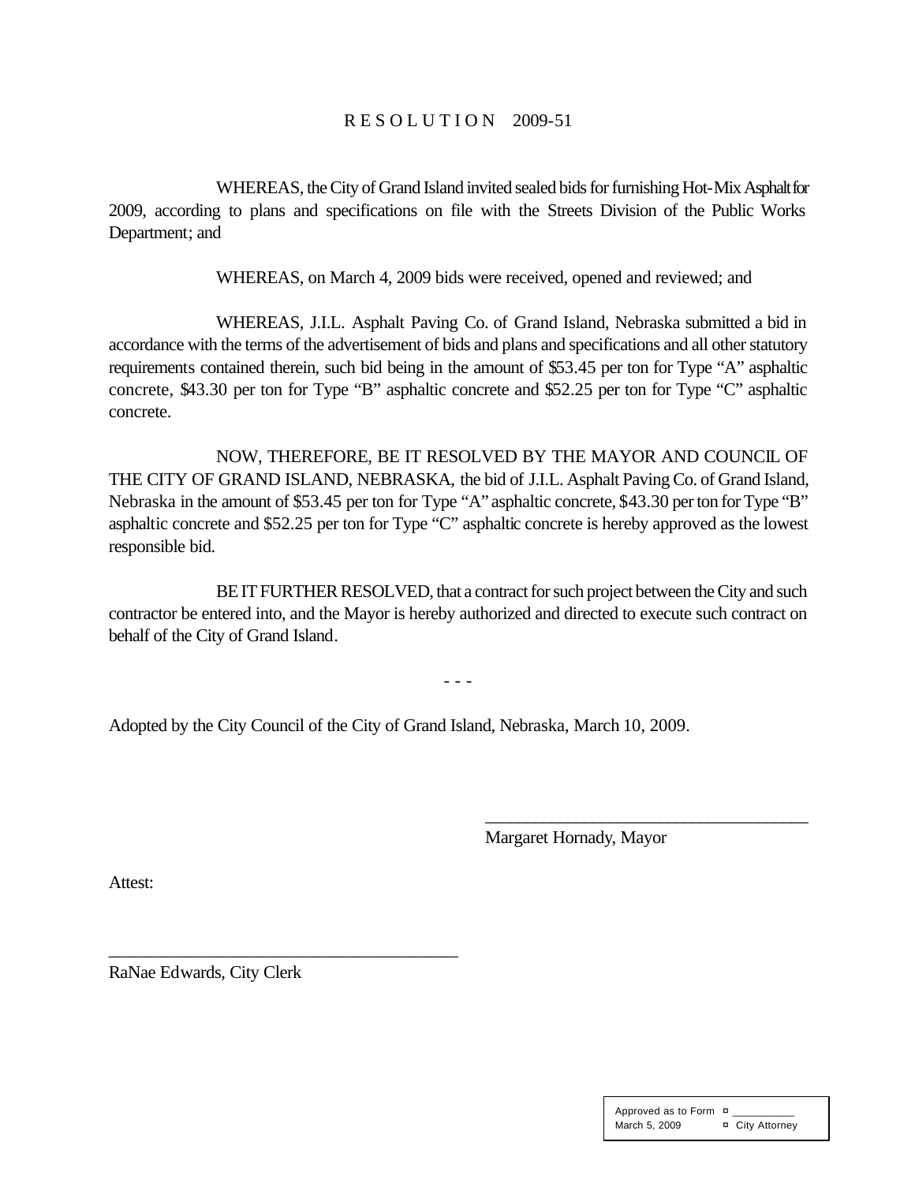# R E S O L U T I O N 2009-51

WHEREAS, the City of Grand Island invited sealed bids for furnishing Hot-Mix Asphalt for 2009, according to plans and specifications on file with the Streets Division of the Public Works Department; and

WHEREAS, on March 4, 2009 bids were received, opened and reviewed; and

WHEREAS, J.I.L. Asphalt Paving Co. of Grand Island, Nebraska submitted a bid in accordance with the terms of the advertisement of bids and plans and specifications and all other statutory requirements contained therein, such bid being in the amount of $53.45 per ton for Type "A" asphaltic concrete, $43.30 per ton for Type "B" asphaltic concrete and $52.25 per ton for Type "C" asphaltic concrete.

NOW, THEREFORE, BE IT RESOLVED BY THE MAYOR AND COUNCIL OF THE CITY OF GRAND ISLAND, NEBRASKA, the bid of J.I.L. Asphalt Paving Co. of Grand Island, Nebraska in the amount of $53.45 per ton for Type "A" asphaltic concrete, $43.30 per ton for Type "B" asphaltic concrete and $52.25 per ton for Type "C" asphaltic concrete is hereby approved as the lowest responsible bid.

BE IT FURTHER RESOLVED, that a contract for such project between the City and such contractor be entered into, and the Mayor is hereby authorized and directed to execute such contract on behalf of the City of Grand Island.

- - -

Adopted by the City Council of the City of Grand Island, Nebraska, March 10, 2009.

_____________________________________
Margaret Hornady, Mayor

Attest:

_____________________________________
RaNae Edwards, City Clerk

| | |
|---|---|
| Approved as to Form | ¤ __________ |
| March 5, 2009 | ¤ City Attorney |